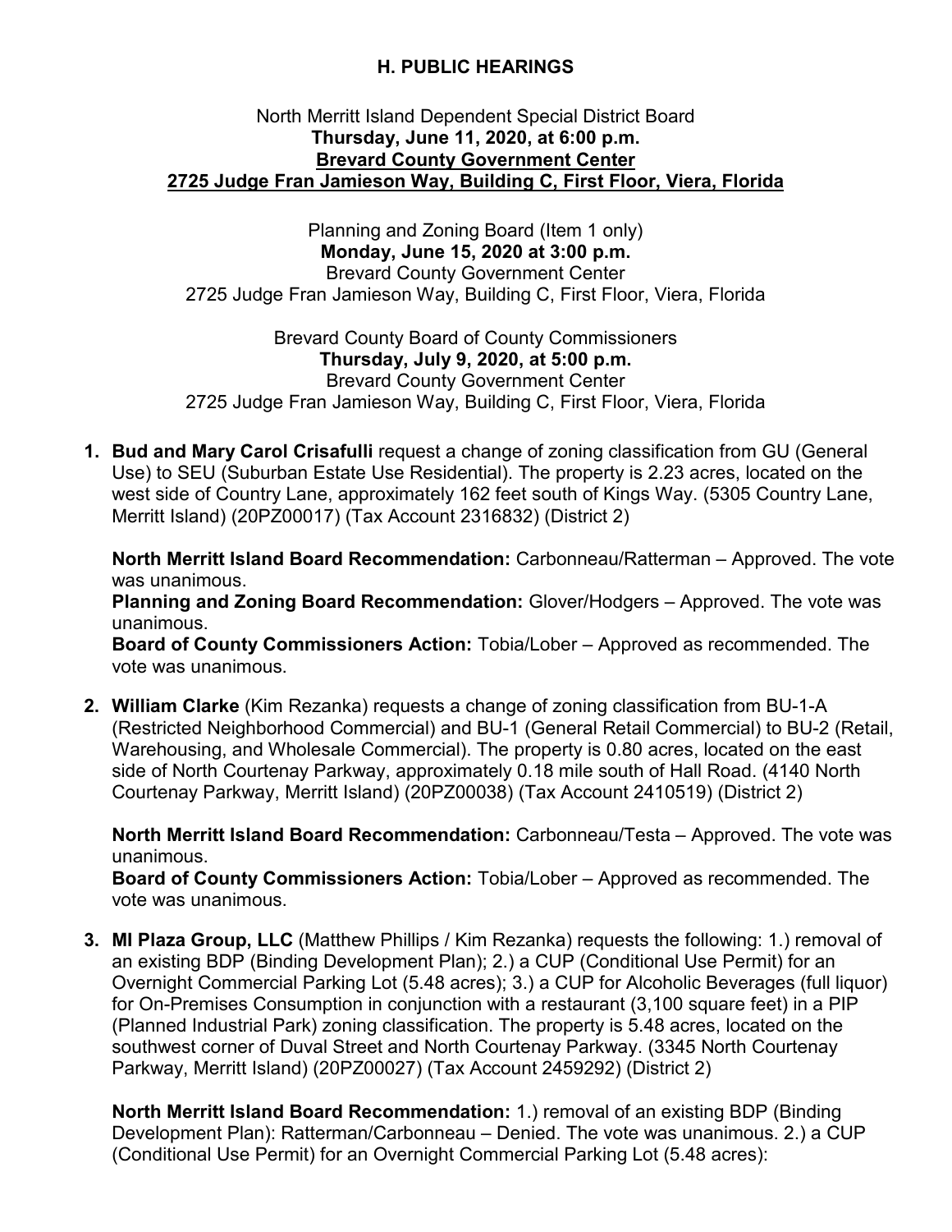## H. PUBLIC HEARINGS

North Merritt Island Dependent Special District Board
**Thursday, June 11, 2020, at 6:00 p.m.**
**Brevard County Government Center**
**2725 Judge Fran Jamieson Way, Building C, First Floor, Viera, Florida**

Planning and Zoning Board (Item 1 only)
**Monday, June 15, 2020 at 3:00 p.m.**
Brevard County Government Center
2725 Judge Fran Jamieson Way, Building C, First Floor, Viera, Florida

Brevard County Board of County Commissioners
**Thursday, July 9, 2020, at 5:00 p.m.**
Brevard County Government Center
2725 Judge Fran Jamieson Way, Building C, First Floor, Viera, Florida

1. **Bud and Mary Carol Crisafulli** request a change of zoning classification from GU (General Use) to SEU (Suburban Estate Use Residential). The property is 2.23 acres, located on the west side of Country Lane, approximately 162 feet south of Kings Way. (5305 Country Lane, Merritt Island) (20PZ00017) (Tax Account 2316832) (District 2)

   **North Merritt Island Board Recommendation:** Carbonneau/Ratterman – Approved. The vote was unanimous.
   **Planning and Zoning Board Recommendation:** Glover/Hodgers – Approved. The vote was unanimous.
   **Board of County Commissioners Action:** Tobia/Lober – Approved as recommended. The vote was unanimous.

2. **William Clarke** (Kim Rezanka) requests a change of zoning classification from BU-1-A (Restricted Neighborhood Commercial) and BU-1 (General Retail Commercial) to BU-2 (Retail, Warehousing, and Wholesale Commercial). The property is 0.80 acres, located on the east side of North Courtenay Parkway, approximately 0.18 mile south of Hall Road. (4140 North Courtenay Parkway, Merritt Island) (20PZ00038) (Tax Account 2410519) (District 2)

   **North Merritt Island Board Recommendation:** Carbonneau/Testa – Approved. The vote was unanimous.
   **Board of County Commissioners Action:** Tobia/Lober – Approved as recommended. The vote was unanimous.

3. **MI Plaza Group, LLC** (Matthew Phillips / Kim Rezanka) requests the following: 1.) removal of an existing BDP (Binding Development Plan); 2.) a CUP (Conditional Use Permit) for an Overnight Commercial Parking Lot (5.48 acres); 3.) a CUP for Alcoholic Beverages (full liquor) for On-Premises Consumption in conjunction with a restaurant (3,100 square feet) in a PIP (Planned Industrial Park) zoning classification. The property is 5.48 acres, located on the southwest corner of Duval Street and North Courtenay Parkway. (3345 North Courtenay Parkway, Merritt Island) (20PZ00027) (Tax Account 2459292) (District 2)

   **North Merritt Island Board Recommendation:** 1.) removal of an existing BDP (Binding Development Plan): Ratterman/Carbonneau – Denied. The vote was unanimous. 2.) a CUP (Conditional Use Permit) for an Overnight Commercial Parking Lot (5.48 acres):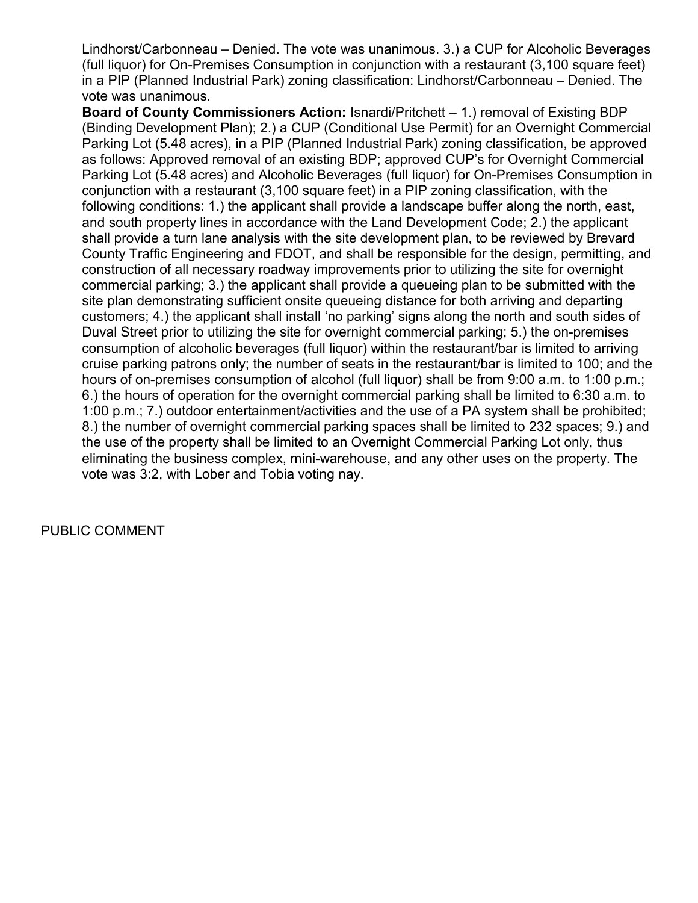Lindhorst/Carbonneau – Denied. The vote was unanimous. 3.) a CUP for Alcoholic Beverages (full liquor) for On-Premises Consumption in conjunction with a restaurant (3,100 square feet) in a PIP (Planned Industrial Park) zoning classification: Lindhorst/Carbonneau – Denied. The vote was unanimous.

**Board of County Commissioners Action:** Isnardi/Pritchett – 1.) removal of Existing BDP (Binding Development Plan); 2.) a CUP (Conditional Use Permit) for an Overnight Commercial Parking Lot (5.48 acres), in a PIP (Planned Industrial Park) zoning classification, be approved as follows: Approved removal of an existing BDP; approved CUP's for Overnight Commercial Parking Lot (5.48 acres) and Alcoholic Beverages (full liquor) for On-Premises Consumption in conjunction with a restaurant (3,100 square feet) in a PIP zoning classification, with the following conditions: 1.) the applicant shall provide a landscape buffer along the north, east, and south property lines in accordance with the Land Development Code; 2.) the applicant shall provide a turn lane analysis with the site development plan, to be reviewed by Brevard County Traffic Engineering and FDOT, and shall be responsible for the design, permitting, and construction of all necessary roadway improvements prior to utilizing the site for overnight commercial parking; 3.) the applicant shall provide a queueing plan to be submitted with the site plan demonstrating sufficient onsite queueing distance for both arriving and departing customers; 4.) the applicant shall install 'no parking' signs along the north and south sides of Duval Street prior to utilizing the site for overnight commercial parking; 5.) the on-premises consumption of alcoholic beverages (full liquor) within the restaurant/bar is limited to arriving cruise parking patrons only; the number of seats in the restaurant/bar is limited to 100; and the hours of on-premises consumption of alcohol (full liquor) shall be from 9:00 a.m. to 1:00 p.m.; 6.) the hours of operation for the overnight commercial parking shall be limited to 6:30 a.m. to 1:00 p.m.; 7.) outdoor entertainment/activities and the use of a PA system shall be prohibited; 8.) the number of overnight commercial parking spaces shall be limited to 232 spaces; 9.) and the use of the property shall be limited to an Overnight Commercial Parking Lot only, thus eliminating the business complex, mini-warehouse, and any other uses on the property. The vote was 3:2, with Lober and Tobia voting nay.

PUBLIC COMMENT